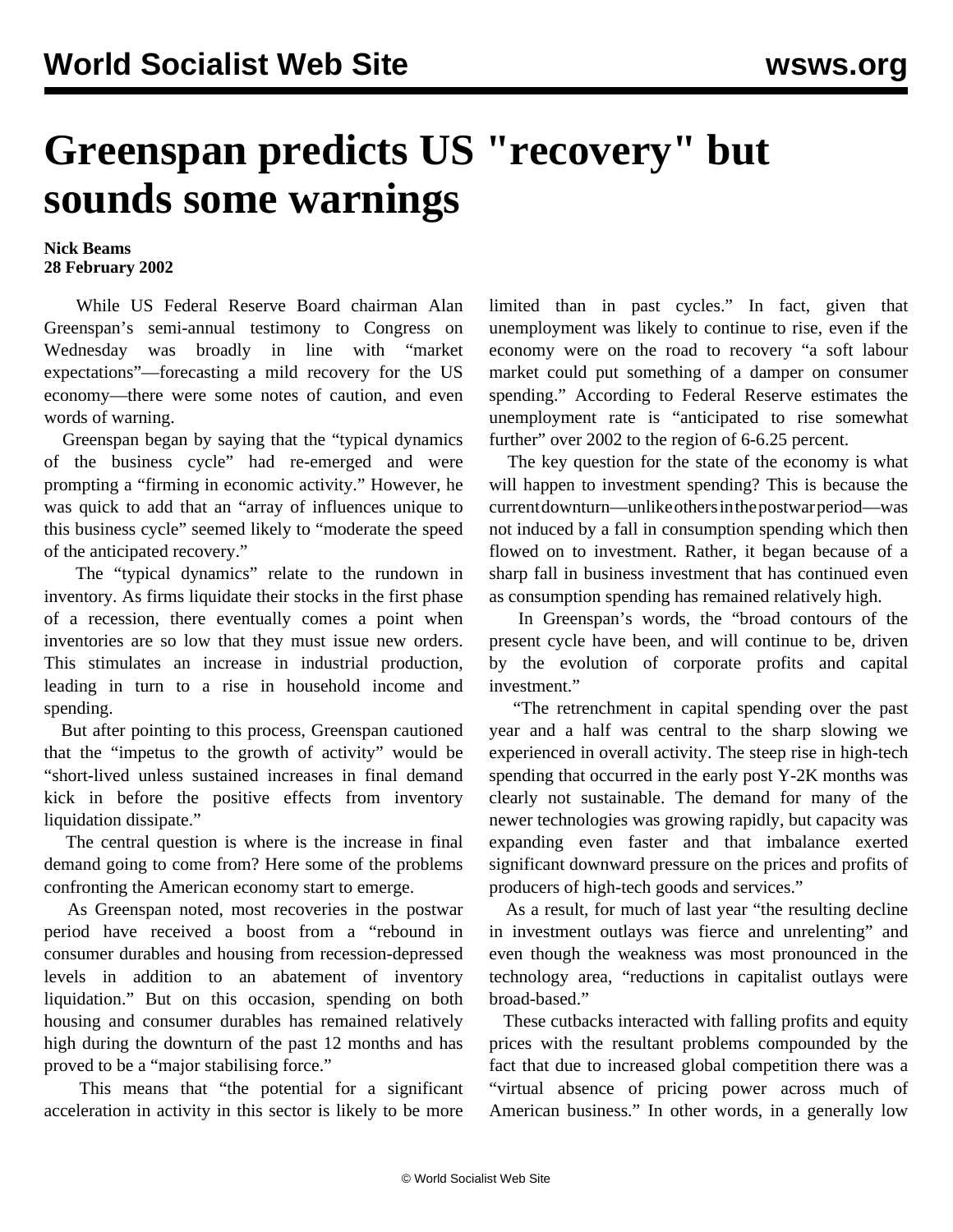# Greenspan predicts US "recovery" but sounds some warnings

**Nick Beams**
**28 February 2002**

While US Federal Reserve Board chairman Alan Greenspan's semi-annual testimony to Congress on Wednesday was broadly in line with "market expectations"—forecasting a mild recovery for the US economy—there were some notes of caution, and even words of warning.

Greenspan began by saying that the "typical dynamics of the business cycle" had re-emerged and were prompting a "firming in economic activity." However, he was quick to add that an "array of influences unique to this business cycle" seemed likely to "moderate the speed of the anticipated recovery."

The "typical dynamics" relate to the rundown in inventory. As firms liquidate their stocks in the first phase of a recession, there eventually comes a point when inventories are so low that they must issue new orders. This stimulates an increase in industrial production, leading in turn to a rise in household income and spending.

But after pointing to this process, Greenspan cautioned that the "impetus to the growth of activity" would be "short-lived unless sustained increases in final demand kick in before the positive effects from inventory liquidation dissipate."

The central question is where is the increase in final demand going to come from? Here some of the problems confronting the American economy start to emerge.

As Greenspan noted, most recoveries in the postwar period have received a boost from a "rebound in consumer durables and housing from recession-depressed levels in addition to an abatement of inventory liquidation." But on this occasion, spending on both housing and consumer durables has remained relatively high during the downturn of the past 12 months and has proved to be a "major stabilising force."

This means that "the potential for a significant acceleration in activity in this sector is likely to be more limited than in past cycles." In fact, given that unemployment was likely to continue to rise, even if the economy were on the road to recovery "a soft labour market could put something of a damper on consumer spending." According to Federal Reserve estimates the unemployment rate is "anticipated to rise somewhat further" over 2002 to the region of 6-6.25 percent.

The key question for the state of the economy is what will happen to investment spending? This is because the current downturn—unlike others in the postwar period—was not induced by a fall in consumption spending which then flowed on to investment. Rather, it began because of a sharp fall in business investment that has continued even as consumption spending has remained relatively high.

In Greenspan's words, the "broad contours of the present cycle have been, and will continue to be, driven by the evolution of corporate profits and capital investment."

"The retrenchment in capital spending over the past year and a half was central to the sharp slowing we experienced in overall activity. The steep rise in high-tech spending that occurred in the early post Y-2K months was clearly not sustainable. The demand for many of the newer technologies was growing rapidly, but capacity was expanding even faster and that imbalance exerted significant downward pressure on the prices and profits of producers of high-tech goods and services."

As a result, for much of last year "the resulting decline in investment outlays was fierce and unrelenting" and even though the weakness was most pronounced in the technology area, "reductions in capitalist outlays were broad-based."

These cutbacks interacted with falling profits and equity prices with the resultant problems compounded by the fact that due to increased global competition there was a "virtual absence of pricing power across much of American business." In other words, in a generally low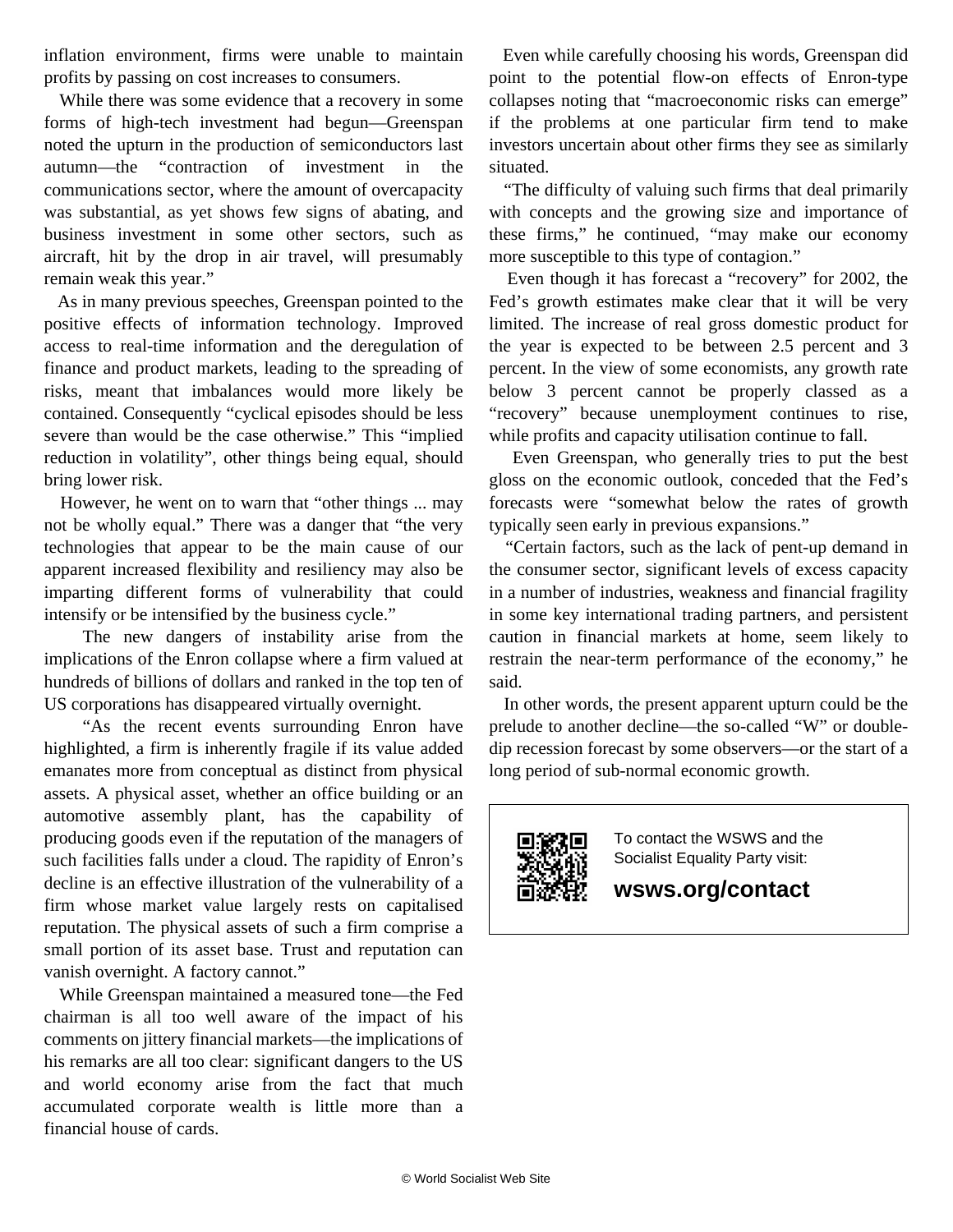inflation environment, firms were unable to maintain profits by passing on cost increases to consumers.

While there was some evidence that a recovery in some forms of high-tech investment had begun—Greenspan noted the upturn in the production of semiconductors last autumn—the "contraction of investment in the communications sector, where the amount of overcapacity was substantial, as yet shows few signs of abating, and business investment in some other sectors, such as aircraft, hit by the drop in air travel, will presumably remain weak this year."

As in many previous speeches, Greenspan pointed to the positive effects of information technology. Improved access to real-time information and the deregulation of finance and product markets, leading to the spreading of risks, meant that imbalances would more likely be contained. Consequently "cyclical episodes should be less severe than would be the case otherwise." This "implied reduction in volatility", other things being equal, should bring lower risk.

However, he went on to warn that "other things ... may not be wholly equal." There was a danger that "the very technologies that appear to be the main cause of our apparent increased flexibility and resiliency may also be imparting different forms of vulnerability that could intensify or be intensified by the business cycle."

The new dangers of instability arise from the implications of the Enron collapse where a firm valued at hundreds of billions of dollars and ranked in the top ten of US corporations has disappeared virtually overnight.

"As the recent events surrounding Enron have highlighted, a firm is inherently fragile if its value added emanates more from conceptual as distinct from physical assets. A physical asset, whether an office building or an automotive assembly plant, has the capability of producing goods even if the reputation of the managers of such facilities falls under a cloud. The rapidity of Enron's decline is an effective illustration of the vulnerability of a firm whose market value largely rests on capitalised reputation. The physical assets of such a firm comprise a small portion of its asset base. Trust and reputation can vanish overnight. A factory cannot."

While Greenspan maintained a measured tone—the Fed chairman is all too well aware of the impact of his comments on jittery financial markets—the implications of his remarks are all too clear: significant dangers to the US and world economy arise from the fact that much accumulated corporate wealth is little more than a financial house of cards.

Even while carefully choosing his words, Greenspan did point to the potential flow-on effects of Enron-type collapses noting that "macroeconomic risks can emerge" if the problems at one particular firm tend to make investors uncertain about other firms they see as similarly situated.

"The difficulty of valuing such firms that deal primarily with concepts and the growing size and importance of these firms," he continued, "may make our economy more susceptible to this type of contagion."

Even though it has forecast a "recovery" for 2002, the Fed's growth estimates make clear that it will be very limited. The increase of real gross domestic product for the year is expected to be between 2.5 percent and 3 percent. In the view of some economists, any growth rate below 3 percent cannot be properly classed as a "recovery" because unemployment continues to rise, while profits and capacity utilisation continue to fall.

Even Greenspan, who generally tries to put the best gloss on the economic outlook, conceded that the Fed's forecasts were "somewhat below the rates of growth typically seen early in previous expansions."

"Certain factors, such as the lack of pent-up demand in the consumer sector, significant levels of excess capacity in a number of industries, weakness and financial fragility in some key international trading partners, and persistent caution in financial markets at home, seem likely to restrain the near-term performance of the economy," he said.

In other words, the present apparent upturn could be the prelude to another decline—the so-called "W" or double-dip recession forecast by some observers—or the start of a long period of sub-normal economic growth.

To contact the WSWS and the Socialist Equality Party visit:

**wsws.org/contact**